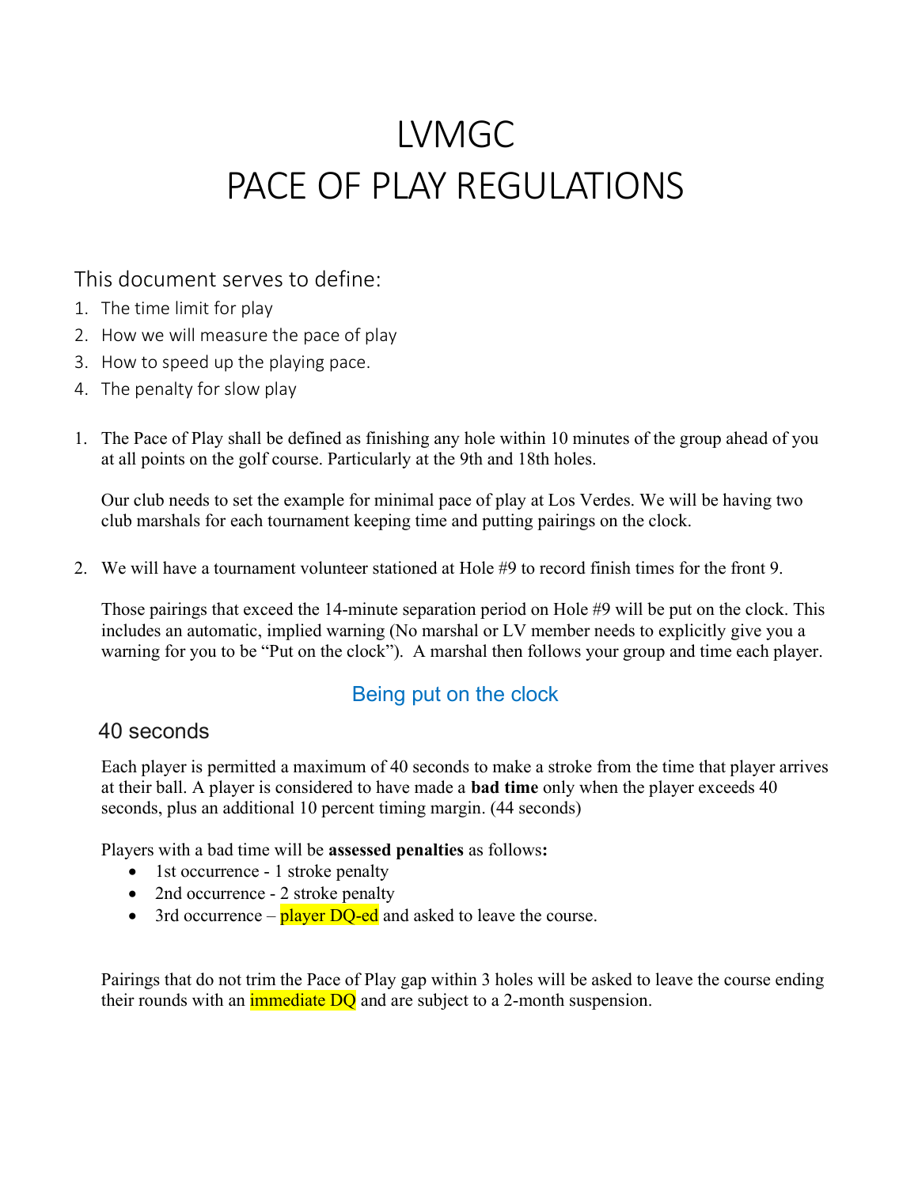# LVMGC
# PACE OF PLAY REGULATIONS

## This document serves to define:

1. The time limit for play
2. How we will measure the pace of play
3. How to speed up the playing pace.
4. The penalty for slow play

1. The Pace of Play shall be defined as finishing any hole within 10 minutes of the group ahead of you at all points on the golf course. Particularly at the 9th and 18th holes.

   Our club needs to set the example for minimal pace of play at Los Verdes. We will be having two club marshals for each tournament keeping time and putting pairings on the clock.

2. We will have a tournament volunteer stationed at Hole #9 to record finish times for the front 9.

   Those pairings that exceed the 14-minute separation period on Hole #9 will be put on the clock. This includes an automatic, implied warning (No marshal or LV member needs to explicitly give you a warning for you to be "Put on the clock"). A marshal then follows your group and time each player.

## Being put on the clock

### 40 seconds

Each player is permitted a maximum of 40 seconds to make a stroke from the time that player arrives at their ball. A player is considered to have made a **bad time** only when the player exceeds 40 seconds, plus an additional 10 percent timing margin. (44 seconds)

Players with a bad time will be **assessed penalties** as follows**:**

- 1st occurrence - 1 stroke penalty
- 2nd occurrence - 2 stroke penalty
- 3rd occurrence – player DQ-ed and asked to leave the course.

Pairings that do not trim the Pace of Play gap within 3 holes will be asked to leave the course ending their rounds with an immediate DQ and are subject to a 2-month suspension.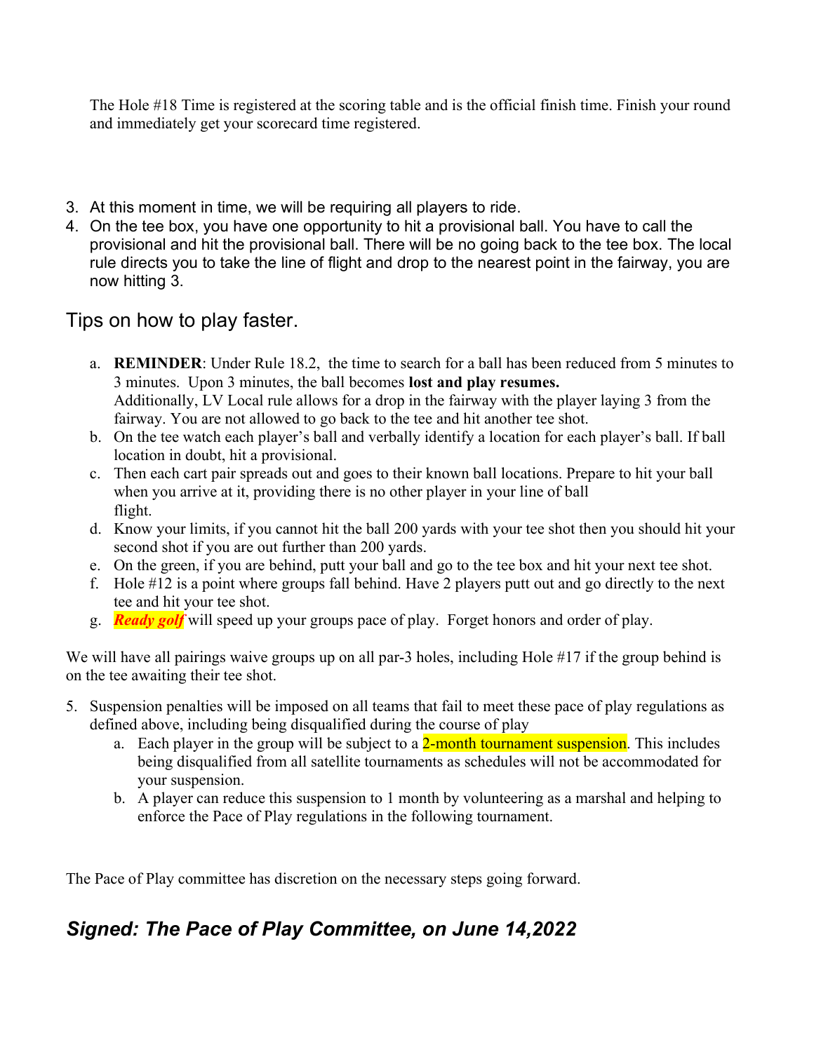The Hole #18 Time is registered at the scoring table and is the official finish time. Finish your round and immediately get your scorecard time registered.

3. At this moment in time, we will be requiring all players to ride.
4. On the tee box, you have one opportunity to hit a provisional ball. You have to call the provisional and hit the provisional ball. There will be no going back to the tee box. The local rule directs you to take the line of flight and drop to the nearest point in the fairway, you are now hitting 3.

## Tips on how to play faster.

a. **REMINDER**: Under Rule 18.2, the time to search for a ball has been reduced from 5 minutes to 3 minutes. Upon 3 minutes, the ball becomes **lost and play resumes.** Additionally, LV Local rule allows for a drop in the fairway with the player laying 3 from the fairway. You are not allowed to go back to the tee and hit another tee shot.
b. On the tee watch each player's ball and verbally identify a location for each player's ball. If ball location in doubt, hit a provisional.
c. Then each cart pair spreads out and goes to their known ball locations. Prepare to hit your ball when you arrive at it, providing there is no other player in your line of ball flight.
d. Know your limits, if you cannot hit the ball 200 yards with your tee shot then you should hit your second shot if you are out further than 200 yards.
e. On the green, if you are behind, putt your ball and go to the tee box and hit your next tee shot.
f. Hole #12 is a point where groups fall behind. Have 2 players putt out and go directly to the next tee and hit your tee shot.
g. ***Ready golf*** will speed up your groups pace of play. Forget honors and order of play.

We will have all pairings waive groups up on all par-3 holes, including Hole #17 if the group behind is on the tee awaiting their tee shot.

5. Suspension penalties will be imposed on all teams that fail to meet these pace of play regulations as defined above, including being disqualified during the course of play
   a. Each player in the group will be subject to a 2-month tournament suspension. This includes being disqualified from all satellite tournaments as schedules will not be accommodated for your suspension.
   b. A player can reduce this suspension to 1 month by volunteering as a marshal and helping to enforce the Pace of Play regulations in the following tournament.

The Pace of Play committee has discretion on the necessary steps going forward.

## *Signed: The Pace of Play Committee, on June 14,2022*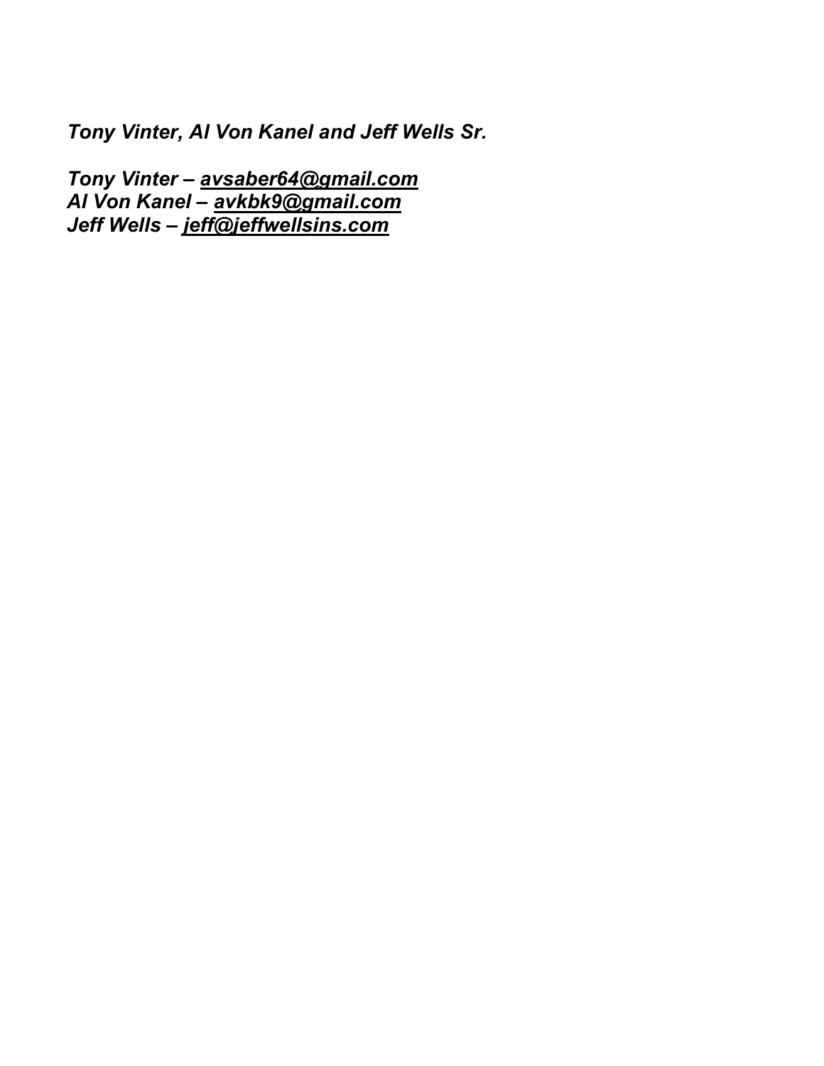*Tony Vinter, Al Von Kanel and Jeff Wells Sr.*

*Tony Vinter – avsaber64@gmail.com*
*Al Von Kanel – avkbk9@gmail.com*
*Jeff Wells – jeff@jeffwellsins.com*